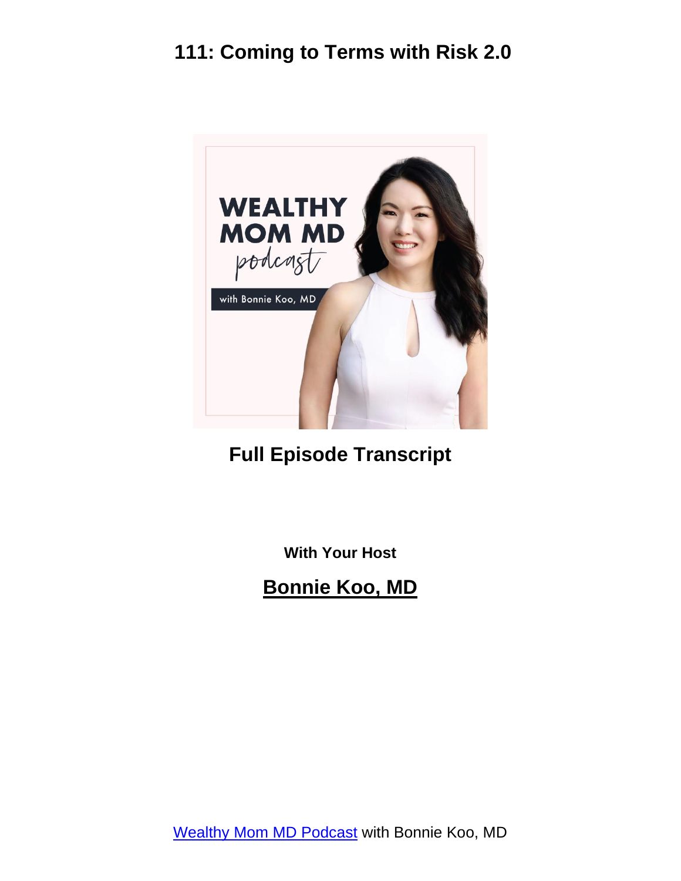# 111: Coming to Terms with Risk 2.0

## Full Episode Transcript

**With Your Host**

## Bonnie Koo, MD

[Wealthy Mom MD Podcast] with Bonnie Koo, MD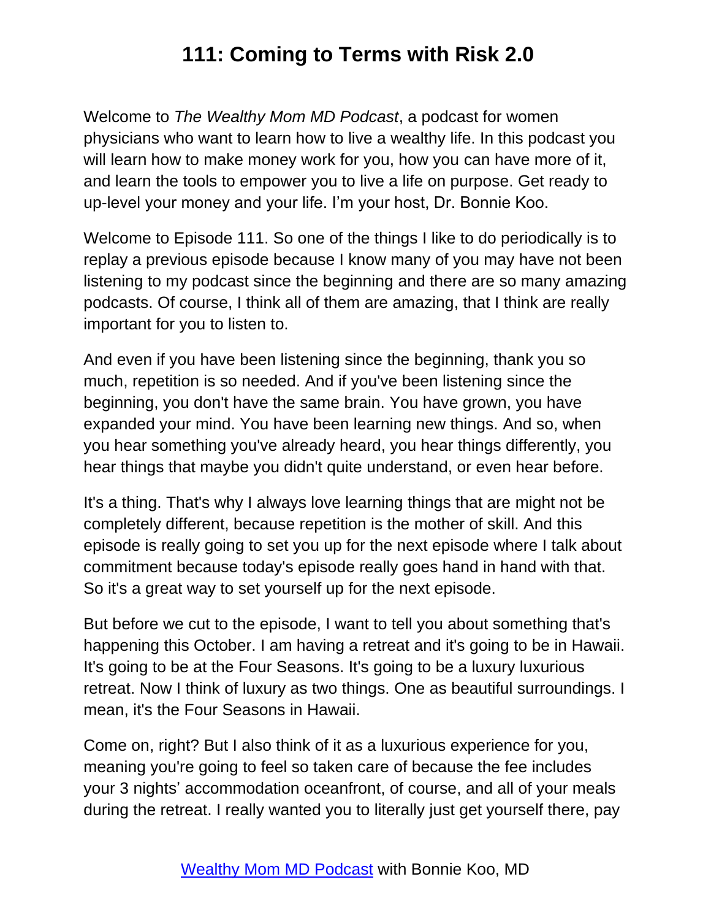# 111: Coming to Terms with Risk 2.0

Welcome to *The Wealthy Mom MD Podcast*, a podcast for women physicians who want to learn how to live a wealthy life. In this podcast you will learn how to make money work for you, how you can have more of it, and learn the tools to empower you to live a life on purpose. Get ready to up-level your money and your life. I'm your host, Dr. Bonnie Koo.

Welcome to Episode 111. So one of the things I like to do periodically is to replay a previous episode because I know many of you may have not been listening to my podcast since the beginning and there are so many amazing podcasts. Of course, I think all of them are amazing, that I think are really important for you to listen to.

And even if you have been listening since the beginning, thank you so much, repetition is so needed. And if you've been listening since the beginning, you don't have the same brain. You have grown, you have expanded your mind. You have been learning new things. And so, when you hear something you've already heard, you hear things differently, you hear things that maybe you didn't quite understand, or even hear before.

It's a thing. That's why I always love learning things that are might not be completely different, because repetition is the mother of skill. And this episode is really going to set you up for the next episode where I talk about commitment because today's episode really goes hand in hand with that. So it's a great way to set yourself up for the next episode.

But before we cut to the episode, I want to tell you about something that's happening this October. I am having a retreat and it's going to be in Hawaii. It's going to be at the Four Seasons. It's going to be a luxury luxurious retreat. Now I think of luxury as two things. One as beautiful surroundings. I mean, it's the Four Seasons in Hawaii.

Come on, right? But I also think of it as a luxurious experience for you, meaning you're going to feel so taken care of because the fee includes your 3 nights' accommodation oceanfront, of course, and all of your meals during the retreat. I really wanted you to literally just get yourself there, pay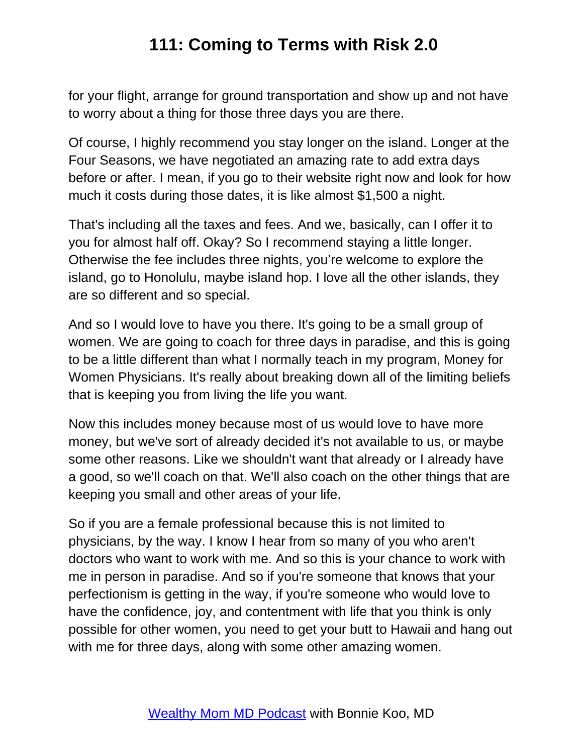for your flight, arrange for ground transportation and show up and not have to worry about a thing for those three days you are there.

Of course, I highly recommend you stay longer on the island. Longer at the Four Seasons, we have negotiated an amazing rate to add extra days before or after. I mean, if you go to their website right now and look for how much it costs during those dates, it is like almost $1,500 a night.

That's including all the taxes and fees. And we, basically, can I offer it to you for almost half off. Okay? So I recommend staying a little longer. Otherwise the fee includes three nights, you're welcome to explore the island, go to Honolulu, maybe island hop. I love all the other islands, they are so different and so special.

And so I would love to have you there. It's going to be a small group of women. We are going to coach for three days in paradise, and this is going to be a little different than what I normally teach in my program, Money for Women Physicians. It's really about breaking down all of the limiting beliefs that is keeping you from living the life you want.

Now this includes money because most of us would love to have more money, but we've sort of already decided it's not available to us, or maybe some other reasons. Like we shouldn't want that already or I already have a good, so we'll coach on that. We'll also coach on the other things that are keeping you small and other areas of your life.

So if you are a female professional because this is not limited to physicians, by the way. I know I hear from so many of you who aren't doctors who want to work with me. And so this is your chance to work with me in person in paradise. And so if you're someone that knows that your perfectionism is getting in the way, if you're someone who would love to have the confidence, joy, and contentment with life that you think is only possible for other women, you need to get your butt to Hawaii and hang out with me for three days, along with some other amazing women.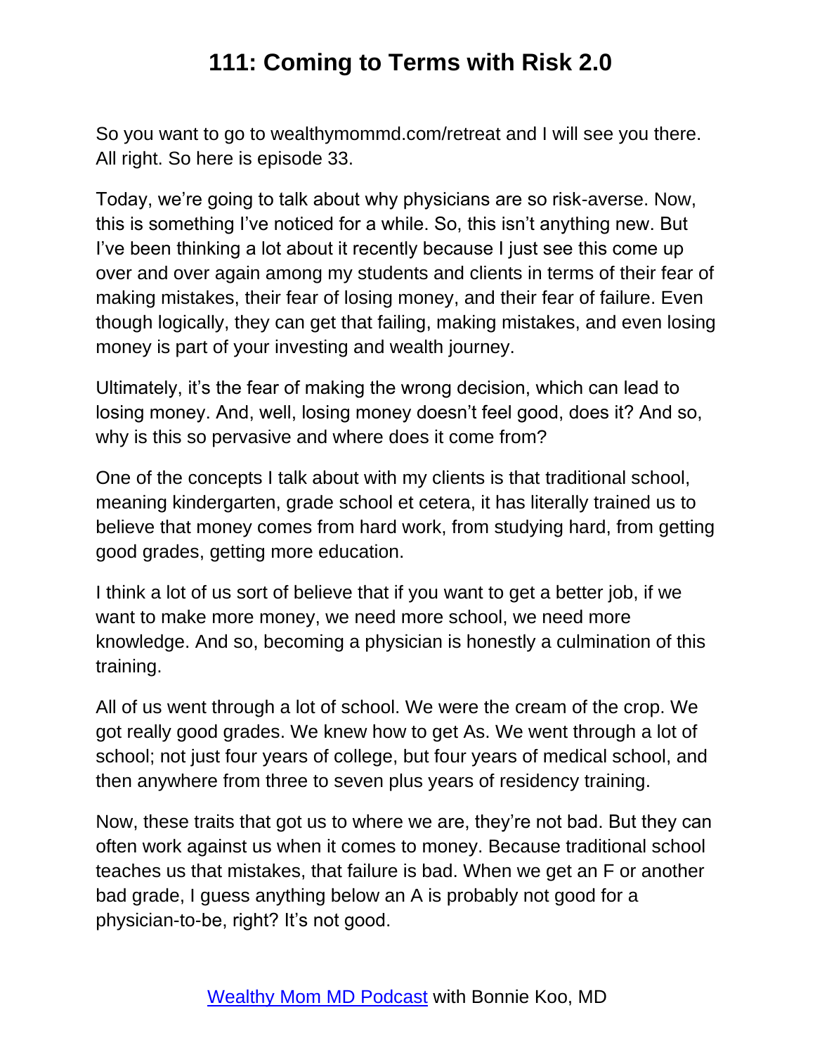So you want to go to wealthymommd.com/retreat and I will see you there. All right. So here is episode 33.

Today, we're going to talk about why physicians are so risk-averse. Now, this is something I've noticed for a while. So, this isn't anything new. But I've been thinking a lot about it recently because I just see this come up over and over again among my students and clients in terms of their fear of making mistakes, their fear of losing money, and their fear of failure. Even though logically, they can get that failing, making mistakes, and even losing money is part of your investing and wealth journey.

Ultimately, it's the fear of making the wrong decision, which can lead to losing money. And, well, losing money doesn't feel good, does it? And so, why is this so pervasive and where does it come from?

One of the concepts I talk about with my clients is that traditional school, meaning kindergarten, grade school et cetera, it has literally trained us to believe that money comes from hard work, from studying hard, from getting good grades, getting more education.

I think a lot of us sort of believe that if you want to get a better job, if we want to make more money, we need more school, we need more knowledge. And so, becoming a physician is honestly a culmination of this training.

All of us went through a lot of school. We were the cream of the crop. We got really good grades. We knew how to get As. We went through a lot of school; not just four years of college, but four years of medical school, and then anywhere from three to seven plus years of residency training.

Now, these traits that got us to where we are, they're not bad. But they can often work against us when it comes to money. Because traditional school teaches us that mistakes, that failure is bad. When we get an F or another bad grade, I guess anything below an A is probably not good for a physician-to-be, right? It's not good.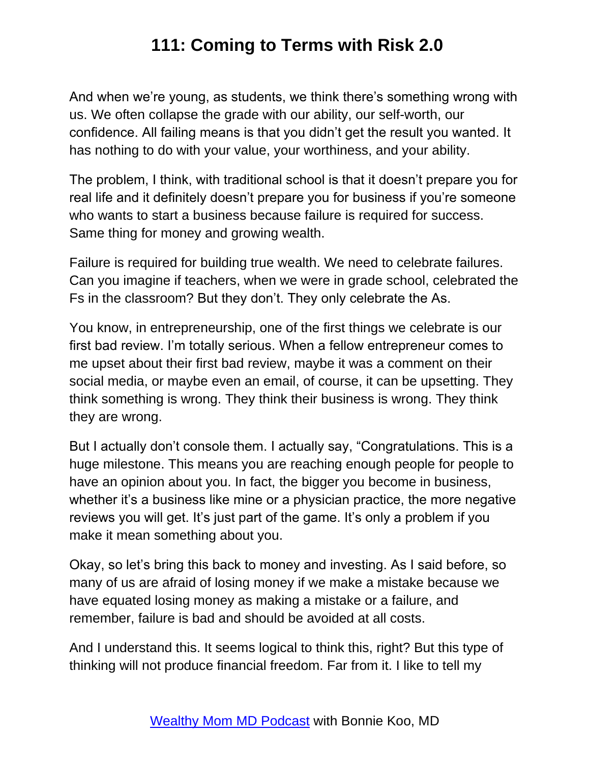And when we're young, as students, we think there's something wrong with us. We often collapse the grade with our ability, our self-worth, our confidence. All failing means is that you didn't get the result you wanted. It has nothing to do with your value, your worthiness, and your ability.

The problem, I think, with traditional school is that it doesn't prepare you for real life and it definitely doesn't prepare you for business if you're someone who wants to start a business because failure is required for success. Same thing for money and growing wealth.

Failure is required for building true wealth. We need to celebrate failures. Can you imagine if teachers, when we were in grade school, celebrated the Fs in the classroom? But they don't. They only celebrate the As.

You know, in entrepreneurship, one of the first things we celebrate is our first bad review. I'm totally serious. When a fellow entrepreneur comes to me upset about their first bad review, maybe it was a comment on their social media, or maybe even an email, of course, it can be upsetting. They think something is wrong. They think their business is wrong. They think they are wrong.

But I actually don't console them. I actually say, "Congratulations. This is a huge milestone. This means you are reaching enough people for people to have an opinion about you. In fact, the bigger you become in business, whether it's a business like mine or a physician practice, the more negative reviews you will get. It's just part of the game. It's only a problem if you make it mean something about you.

Okay, so let's bring this back to money and investing. As I said before, so many of us are afraid of losing money if we make a mistake because we have equated losing money as making a mistake or a failure, and remember, failure is bad and should be avoided at all costs.

And I understand this. It seems logical to think this, right? But this type of thinking will not produce financial freedom. Far from it. I like to tell my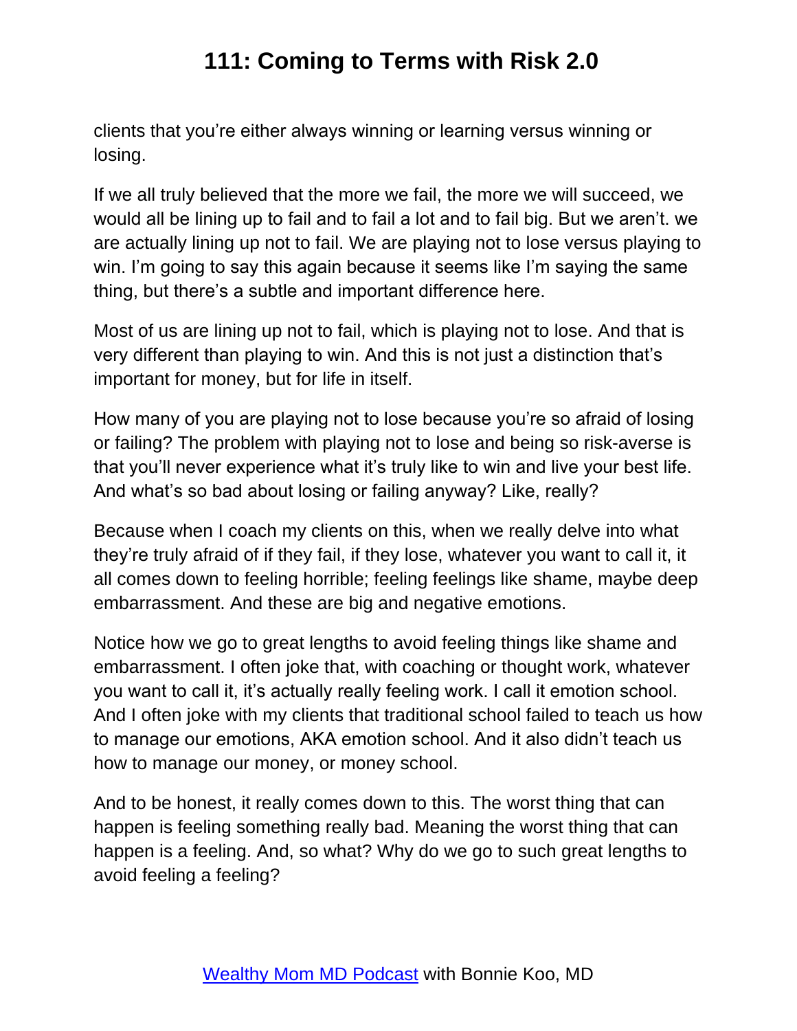clients that you're either always winning or learning versus winning or losing.

If we all truly believed that the more we fail, the more we will succeed, we would all be lining up to fail and to fail a lot and to fail big. But we aren't. we are actually lining up not to fail. We are playing not to lose versus playing to win. I'm going to say this again because it seems like I'm saying the same thing, but there's a subtle and important difference here.

Most of us are lining up not to fail, which is playing not to lose. And that is very different than playing to win. And this is not just a distinction that's important for money, but for life in itself.

How many of you are playing not to lose because you're so afraid of losing or failing? The problem with playing not to lose and being so risk-averse is that you'll never experience what it's truly like to win and live your best life. And what's so bad about losing or failing anyway? Like, really?

Because when I coach my clients on this, when we really delve into what they're truly afraid of if they fail, if they lose, whatever you want to call it, it all comes down to feeling horrible; feeling feelings like shame, maybe deep embarrassment. And these are big and negative emotions.

Notice how we go to great lengths to avoid feeling things like shame and embarrassment. I often joke that, with coaching or thought work, whatever you want to call it, it's actually really feeling work. I call it emotion school. And I often joke with my clients that traditional school failed to teach us how to manage our emotions, AKA emotion school. And it also didn't teach us how to manage our money, or money school.

And to be honest, it really comes down to this. The worst thing that can happen is feeling something really bad. Meaning the worst thing that can happen is a feeling. And, so what? Why do we go to such great lengths to avoid feeling a feeling?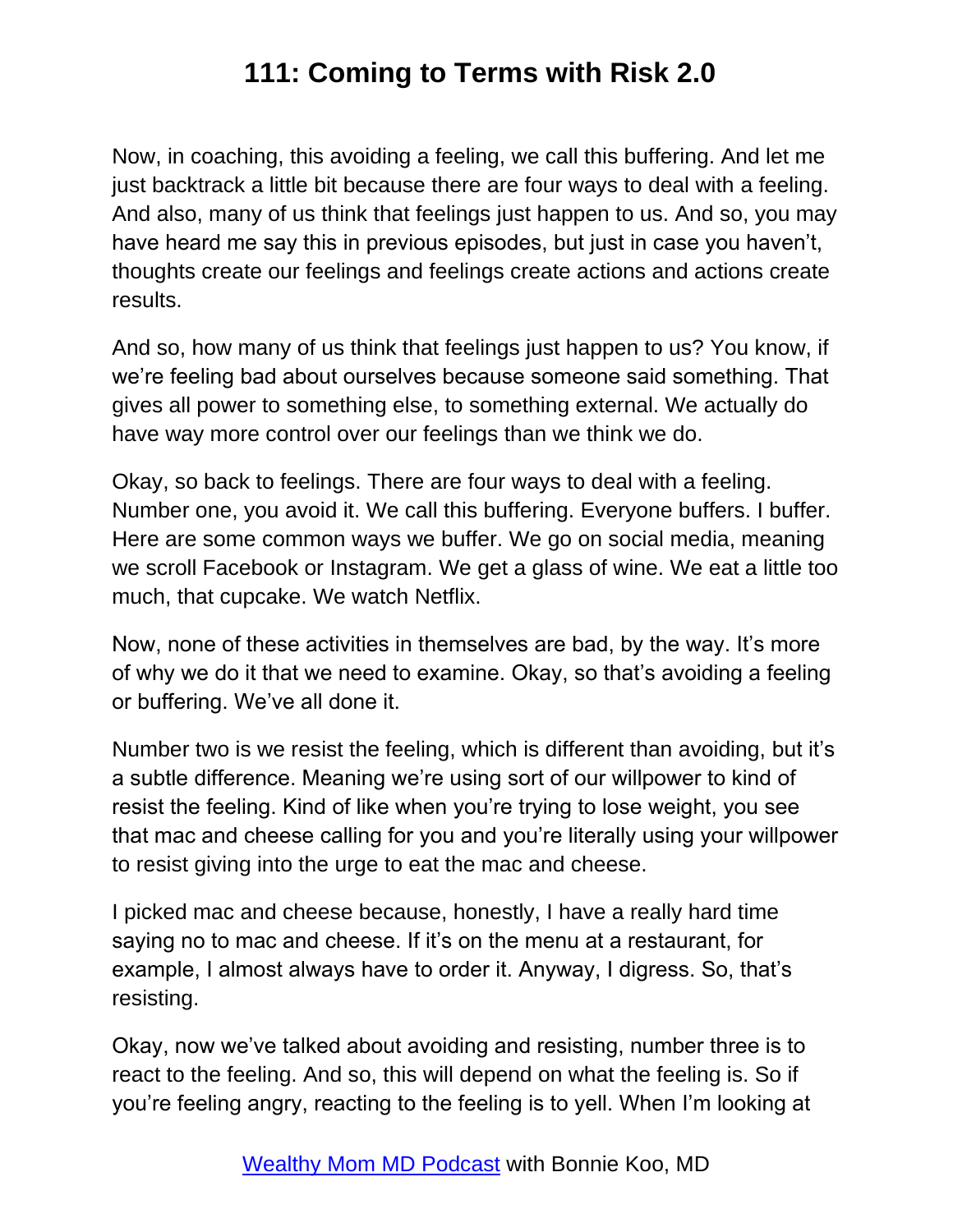Now, in coaching, this avoiding a feeling, we call this buffering. And let me just backtrack a little bit because there are four ways to deal with a feeling. And also, many of us think that feelings just happen to us. And so, you may have heard me say this in previous episodes, but just in case you haven't, thoughts create our feelings and feelings create actions and actions create results.

And so, how many of us think that feelings just happen to us? You know, if we're feeling bad about ourselves because someone said something. That gives all power to something else, to something external. We actually do have way more control over our feelings than we think we do.

Okay, so back to feelings. There are four ways to deal with a feeling. Number one, you avoid it. We call this buffering. Everyone buffers. I buffer. Here are some common ways we buffer. We go on social media, meaning we scroll Facebook or Instagram. We get a glass of wine. We eat a little too much, that cupcake. We watch Netflix.

Now, none of these activities in themselves are bad, by the way. It's more of why we do it that we need to examine. Okay, so that's avoiding a feeling or buffering. We've all done it.

Number two is we resist the feeling, which is different than avoiding, but it's a subtle difference. Meaning we're using sort of our willpower to kind of resist the feeling. Kind of like when you're trying to lose weight, you see that mac and cheese calling for you and you're literally using your willpower to resist giving into the urge to eat the mac and cheese.

I picked mac and cheese because, honestly, I have a really hard time saying no to mac and cheese. If it's on the menu at a restaurant, for example, I almost always have to order it. Anyway, I digress. So, that's resisting.

Okay, now we've talked about avoiding and resisting, number three is to react to the feeling. And so, this will depend on what the feeling is. So if you're feeling angry, reacting to the feeling is to yell. When I'm looking at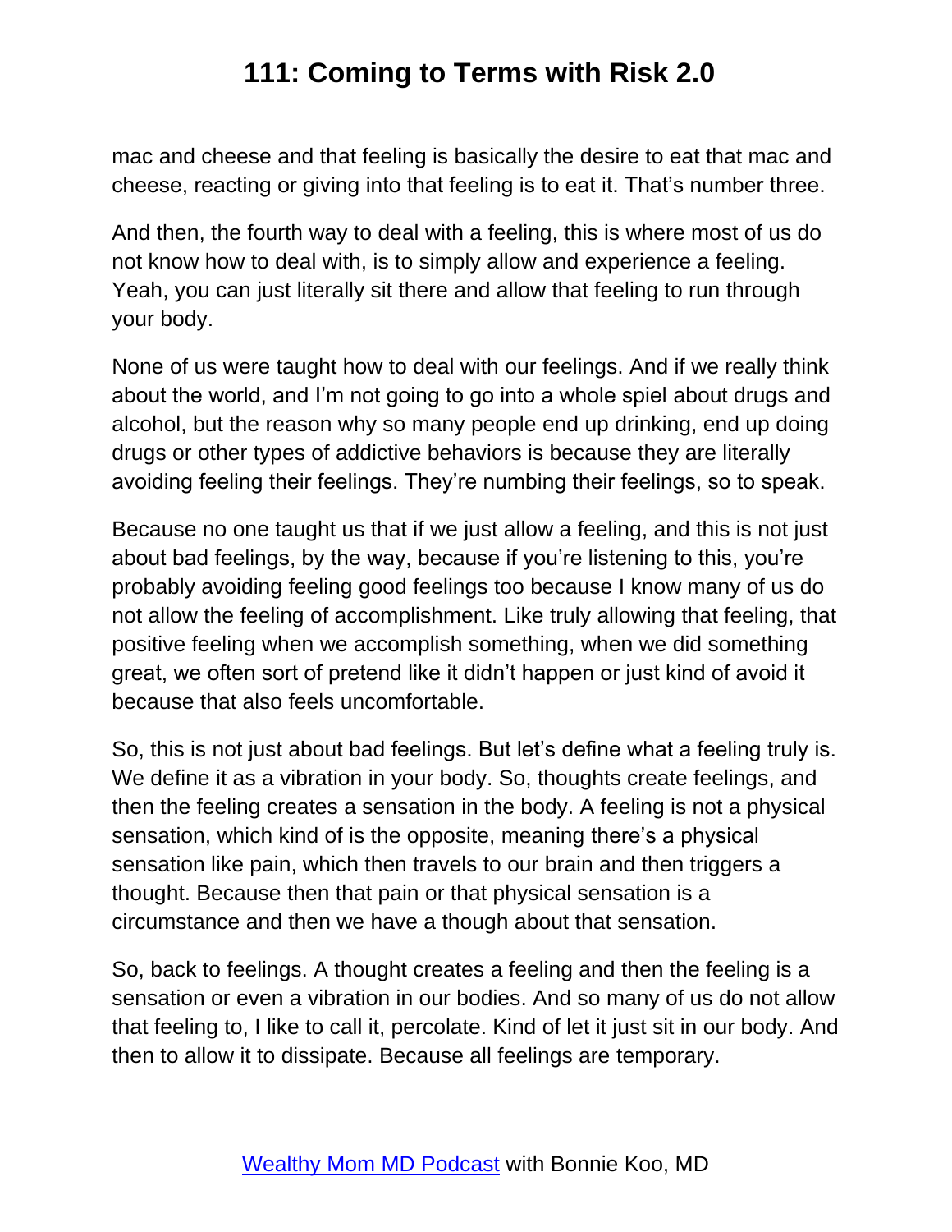mac and cheese and that feeling is basically the desire to eat that mac and cheese, reacting or giving into that feeling is to eat it. That's number three.

And then, the fourth way to deal with a feeling, this is where most of us do not know how to deal with, is to simply allow and experience a feeling. Yeah, you can just literally sit there and allow that feeling to run through your body.

None of us were taught how to deal with our feelings. And if we really think about the world, and I'm not going to go into a whole spiel about drugs and alcohol, but the reason why so many people end up drinking, end up doing drugs or other types of addictive behaviors is because they are literally avoiding feeling their feelings. They're numbing their feelings, so to speak.

Because no one taught us that if we just allow a feeling, and this is not just about bad feelings, by the way, because if you're listening to this, you're probably avoiding feeling good feelings too because I know many of us do not allow the feeling of accomplishment. Like truly allowing that feeling, that positive feeling when we accomplish something, when we did something great, we often sort of pretend like it didn't happen or just kind of avoid it because that also feels uncomfortable.

So, this is not just about bad feelings. But let's define what a feeling truly is. We define it as a vibration in your body. So, thoughts create feelings, and then the feeling creates a sensation in the body. A feeling is not a physical sensation, which kind of is the opposite, meaning there's a physical sensation like pain, which then travels to our brain and then triggers a thought. Because then that pain or that physical sensation is a circumstance and then we have a though about that sensation.

So, back to feelings. A thought creates a feeling and then the feeling is a sensation or even a vibration in our bodies. And so many of us do not allow that feeling to, I like to call it, percolate. Kind of let it just sit in our body. And then to allow it to dissipate. Because all feelings are temporary.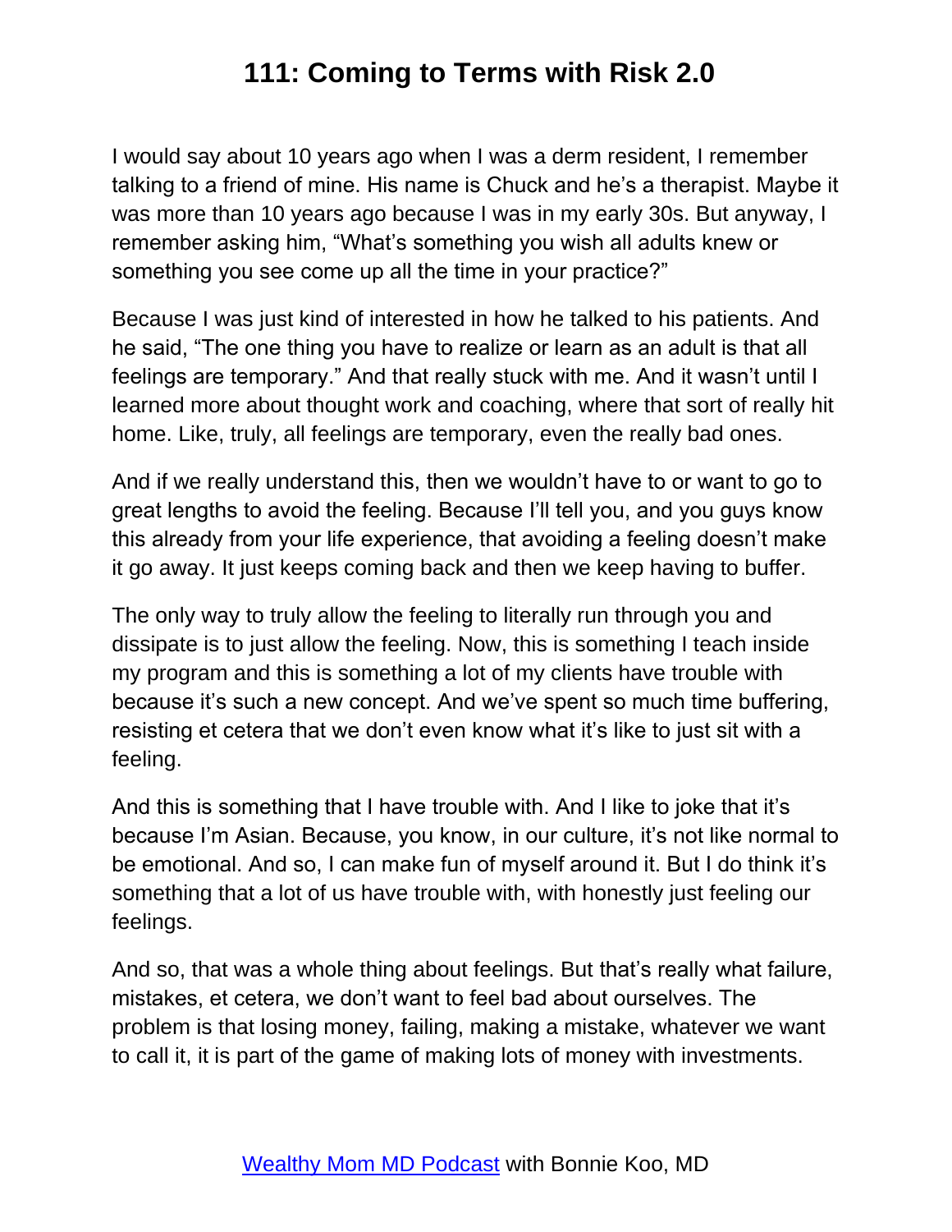I would say about 10 years ago when I was a derm resident, I remember talking to a friend of mine. His name is Chuck and he's a therapist. Maybe it was more than 10 years ago because I was in my early 30s. But anyway, I remember asking him, "What's something you wish all adults knew or something you see come up all the time in your practice?"

Because I was just kind of interested in how he talked to his patients. And he said, "The one thing you have to realize or learn as an adult is that all feelings are temporary." And that really stuck with me. And it wasn't until I learned more about thought work and coaching, where that sort of really hit home. Like, truly, all feelings are temporary, even the really bad ones.

And if we really understand this, then we wouldn't have to or want to go to great lengths to avoid the feeling. Because I'll tell you, and you guys know this already from your life experience, that avoiding a feeling doesn't make it go away. It just keeps coming back and then we keep having to buffer.

The only way to truly allow the feeling to literally run through you and dissipate is to just allow the feeling. Now, this is something I teach inside my program and this is something a lot of my clients have trouble with because it's such a new concept. And we've spent so much time buffering, resisting et cetera that we don't even know what it's like to just sit with a feeling.

And this is something that I have trouble with. And I like to joke that it's because I'm Asian. Because, you know, in our culture, it's not like normal to be emotional. And so, I can make fun of myself around it. But I do think it's something that a lot of us have trouble with, with honestly just feeling our feelings.

And so, that was a whole thing about feelings. But that's really what failure, mistakes, et cetera, we don't want to feel bad about ourselves. The problem is that losing money, failing, making a mistake, whatever we want to call it, it is part of the game of making lots of money with investments.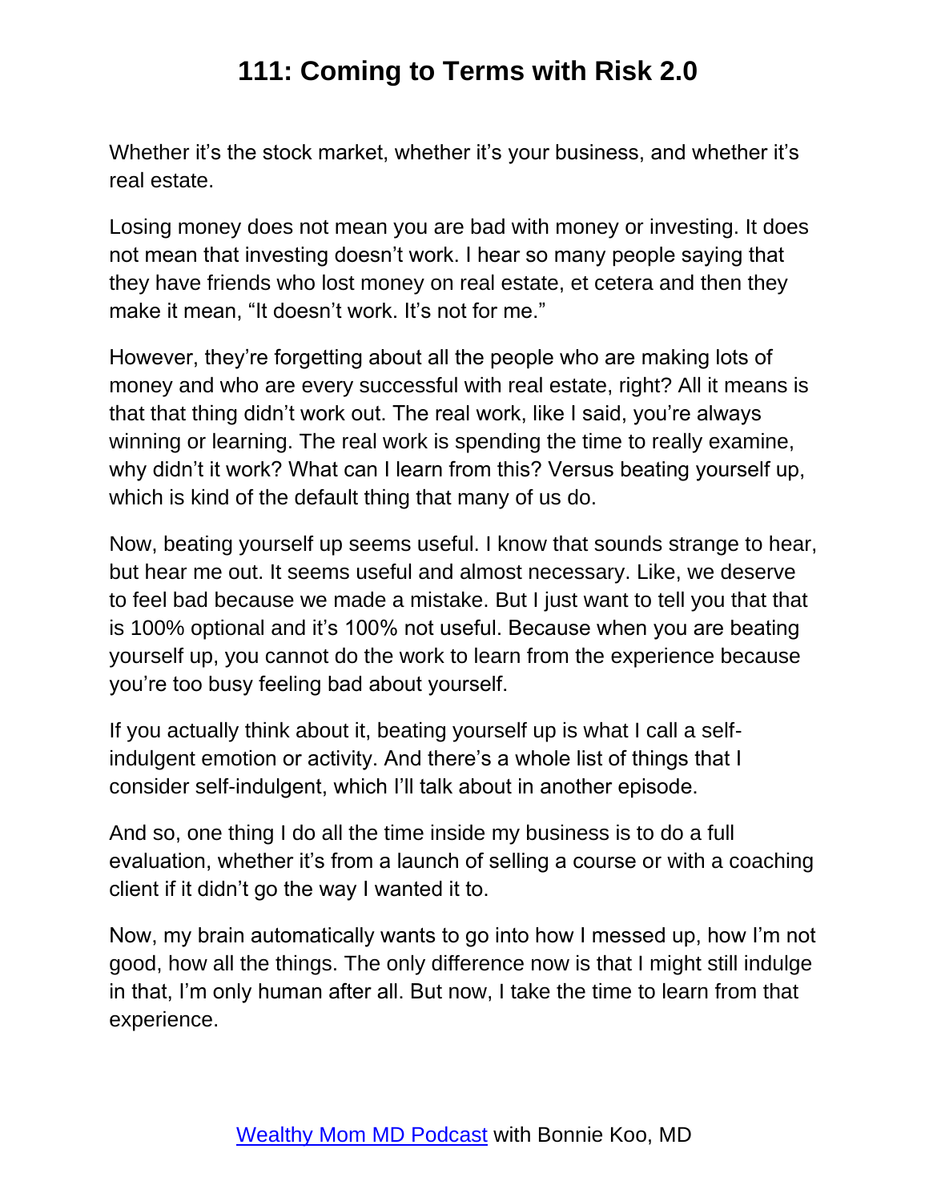Whether it's the stock market, whether it's your business, and whether it's real estate.

Losing money does not mean you are bad with money or investing. It does not mean that investing doesn't work. I hear so many people saying that they have friends who lost money on real estate, et cetera and then they make it mean, "It doesn't work. It's not for me."

However, they're forgetting about all the people who are making lots of money and who are every successful with real estate, right? All it means is that that thing didn't work out. The real work, like I said, you're always winning or learning. The real work is spending the time to really examine, why didn't it work? What can I learn from this? Versus beating yourself up, which is kind of the default thing that many of us do.

Now, beating yourself up seems useful. I know that sounds strange to hear, but hear me out. It seems useful and almost necessary. Like, we deserve to feel bad because we made a mistake. But I just want to tell you that that is 100% optional and it's 100% not useful. Because when you are beating yourself up, you cannot do the work to learn from the experience because you're too busy feeling bad about yourself.

If you actually think about it, beating yourself up is what I call a self-indulgent emotion or activity. And there's a whole list of things that I consider self-indulgent, which I'll talk about in another episode.

And so, one thing I do all the time inside my business is to do a full evaluation, whether it's from a launch of selling a course or with a coaching client if it didn't go the way I wanted it to.

Now, my brain automatically wants to go into how I messed up, how I'm not good, how all the things. The only difference now is that I might still indulge in that, I'm only human after all. But now, I take the time to learn from that experience.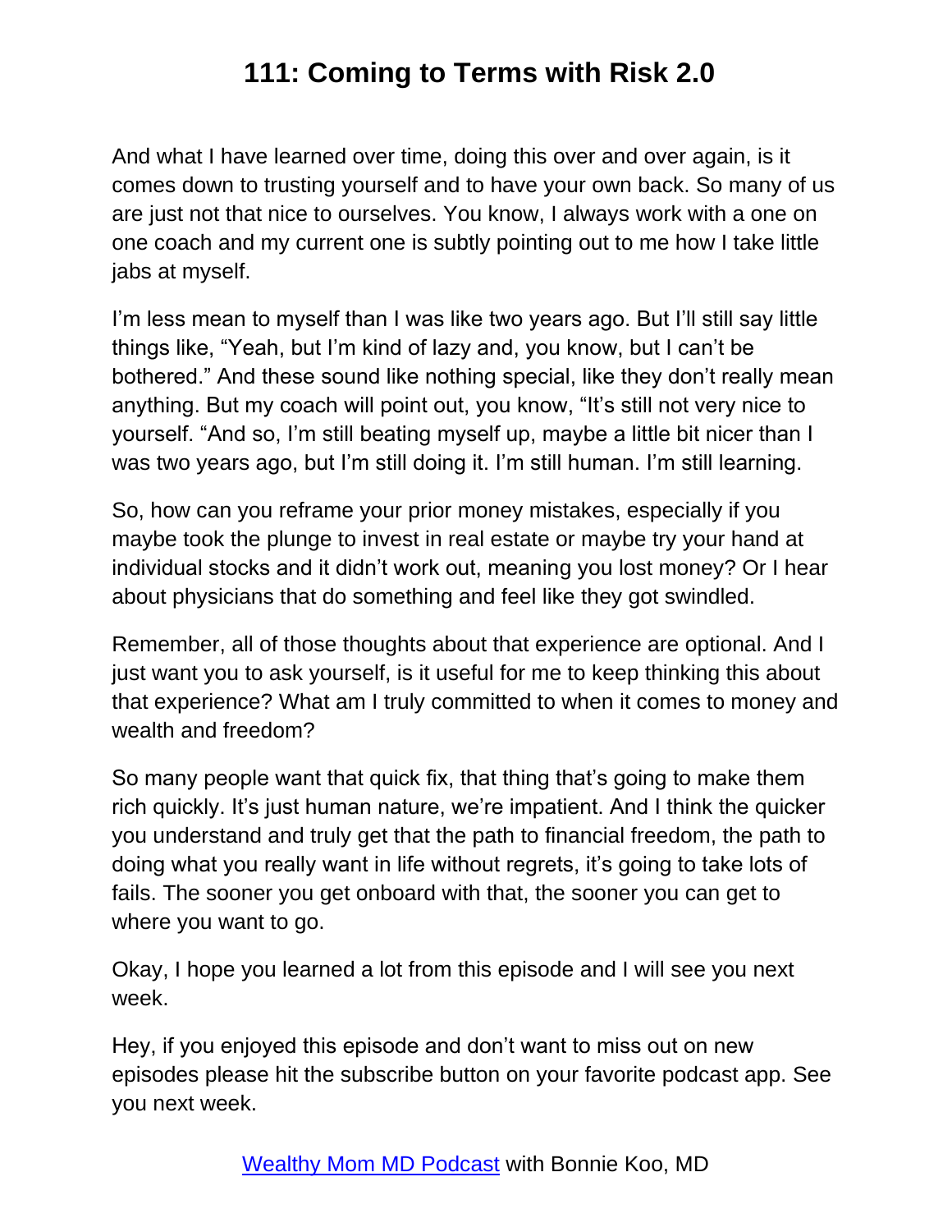And what I have learned over time, doing this over and over again, is it comes down to trusting yourself and to have your own back. So many of us are just not that nice to ourselves. You know, I always work with a one on one coach and my current one is subtly pointing out to me how I take little jabs at myself.

I'm less mean to myself than I was like two years ago. But I'll still say little things like, "Yeah, but I'm kind of lazy and, you know, but I can't be bothered." And these sound like nothing special, like they don't really mean anything. But my coach will point out, you know, "It's still not very nice to yourself. "And so, I'm still beating myself up, maybe a little bit nicer than I was two years ago, but I'm still doing it. I'm still human. I'm still learning.

So, how can you reframe your prior money mistakes, especially if you maybe took the plunge to invest in real estate or maybe try your hand at individual stocks and it didn't work out, meaning you lost money? Or I hear about physicians that do something and feel like they got swindled.

Remember, all of those thoughts about that experience are optional. And I just want you to ask yourself, is it useful for me to keep thinking this about that experience? What am I truly committed to when it comes to money and wealth and freedom?

So many people want that quick fix, that thing that's going to make them rich quickly. It's just human nature, we're impatient. And I think the quicker you understand and truly get that the path to financial freedom, the path to doing what you really want in life without regrets, it's going to take lots of fails. The sooner you get onboard with that, the sooner you can get to where you want to go.

Okay, I hope you learned a lot from this episode and I will see you next week.

Hey, if you enjoyed this episode and don't want to miss out on new episodes please hit the subscribe button on your favorite podcast app. See you next week.